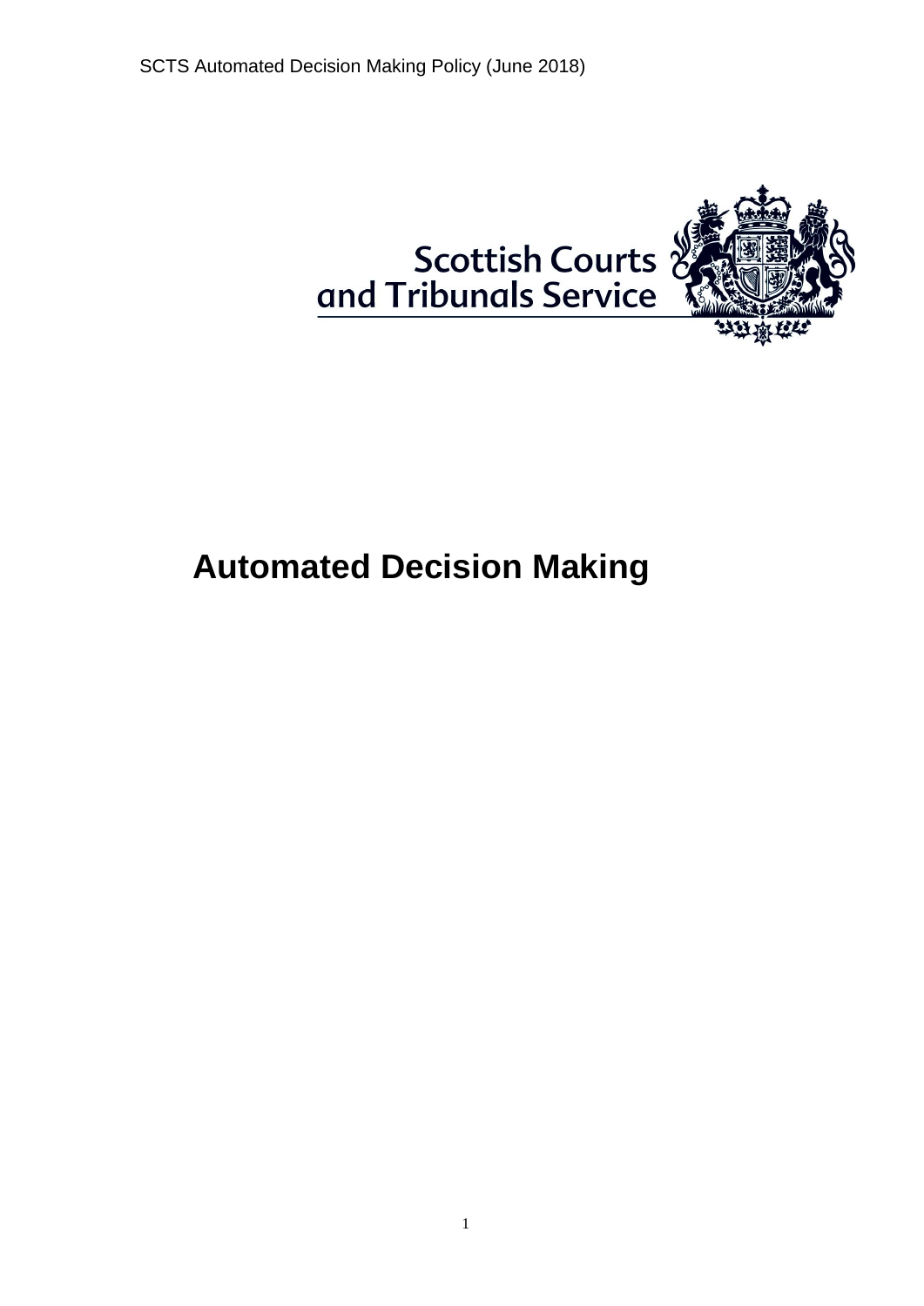Scottish Courts and Tribunals Service

# Automated Decision Making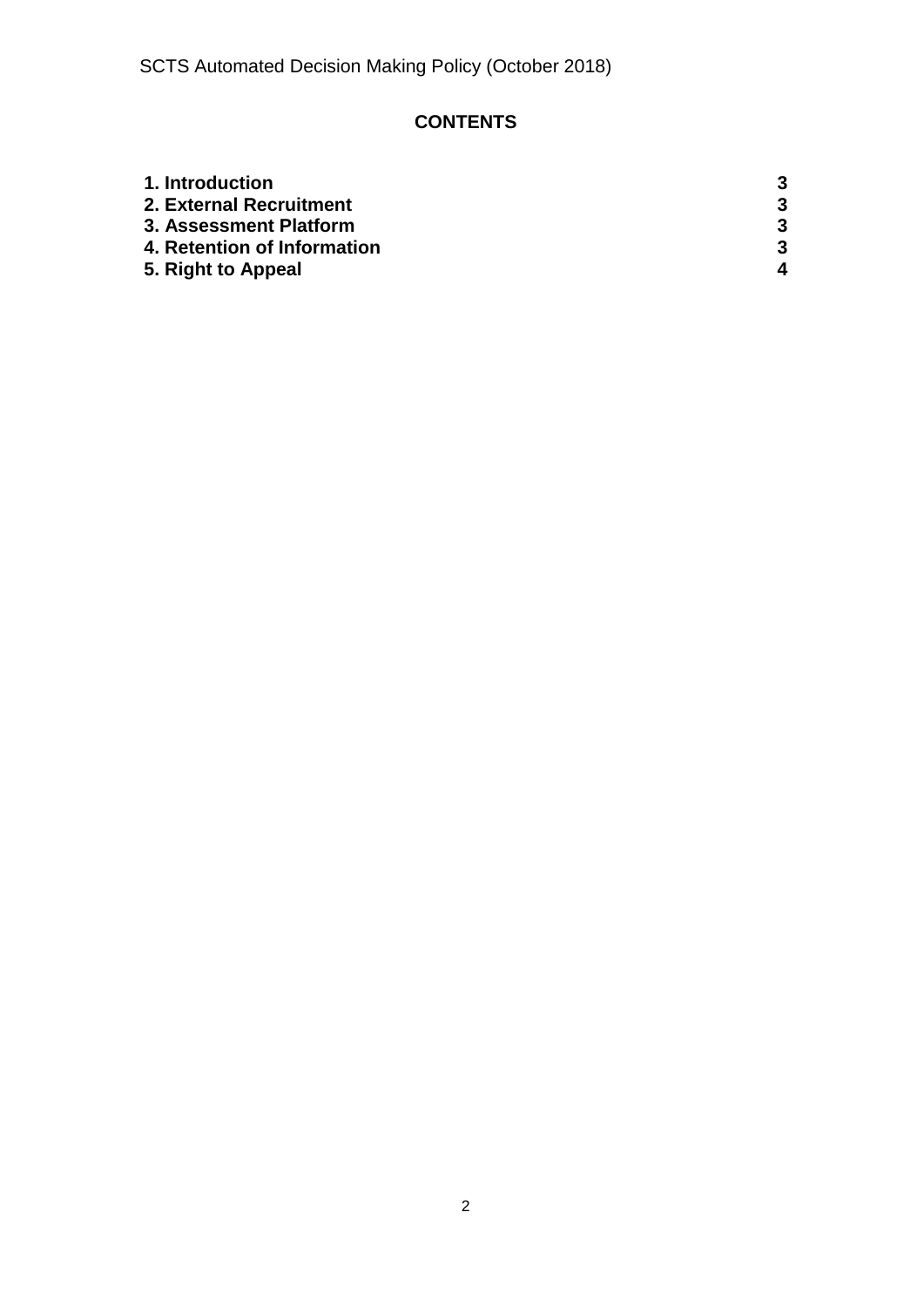**CONTENTS**

| | |
|---|---|
| **1. Introduction** | **3** |
| **2. External Recruitment** | **3** |
| **3. Assessment Platform** | **3** |
| **4. Retention of Information** | **3** |
| **5. Right to Appeal** | **4** |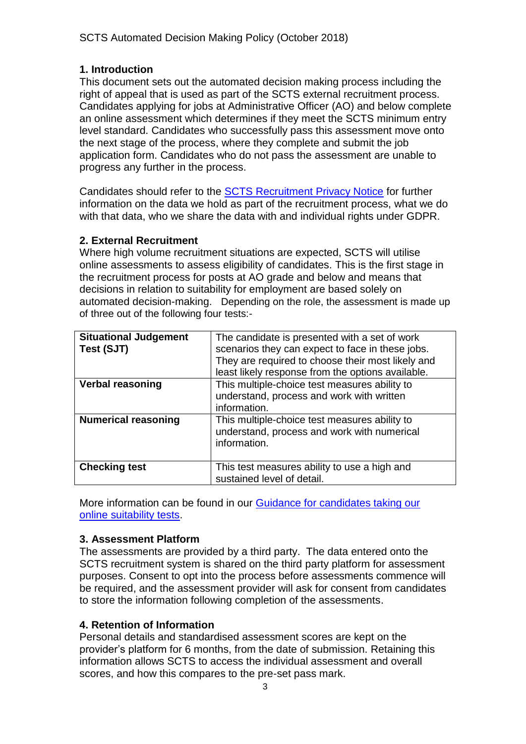## 1. Introduction

This document sets out the automated decision making process including the right of appeal that is used as part of the SCTS external recruitment process. Candidates applying for jobs at Administrative Officer (AO) and below complete an online assessment which determines if they meet the SCTS minimum entry level standard. Candidates who successfully pass this assessment move onto the next stage of the process, where they complete and submit the job application form. Candidates who do not pass the assessment are unable to progress any further in the process.

Candidates should refer to the [SCTS Recruitment Privacy Notice] for further information on the data we hold as part of the recruitment process, what we do with that data, who we share the data with and individual rights under GDPR.

## 2. External Recruitment

Where high volume recruitment situations are expected, SCTS will utilise online assessments to assess eligibility of candidates. This is the first stage in the recruitment process for posts at AO grade and below and means that decisions in relation to suitability for employment are based solely on automated decision-making. Depending on the role, the assessment is made up of three out of the following four tests:-

| Test | Description |
|---|---|
| **Situational Judgement Test (SJT)** | The candidate is presented with a set of work scenarios they can expect to face in these jobs. They are required to choose their most likely and least likely response from the options available. |
| **Verbal reasoning** | This multiple-choice test measures ability to understand, process and work with written information. |
| **Numerical reasoning** | This multiple-choice test measures ability to understand, process and work with numerical information. |
| **Checking test** | This test measures ability to use a high and sustained level of detail. |

More information can be found in our [Guidance for candidates taking our online suitability tests].

## 3. Assessment Platform

The assessments are provided by a third party. The data entered onto the SCTS recruitment system is shared on the third party platform for assessment purposes. Consent to opt into the process before assessments commence will be required, and the assessment provider will ask for consent from candidates to store the information following completion of the assessments.

## 4. Retention of Information

Personal details and standardised assessment scores are kept on the provider's platform for 6 months, from the date of submission. Retaining this information allows SCTS to access the individual assessment and overall scores, and how this compares to the pre-set pass mark.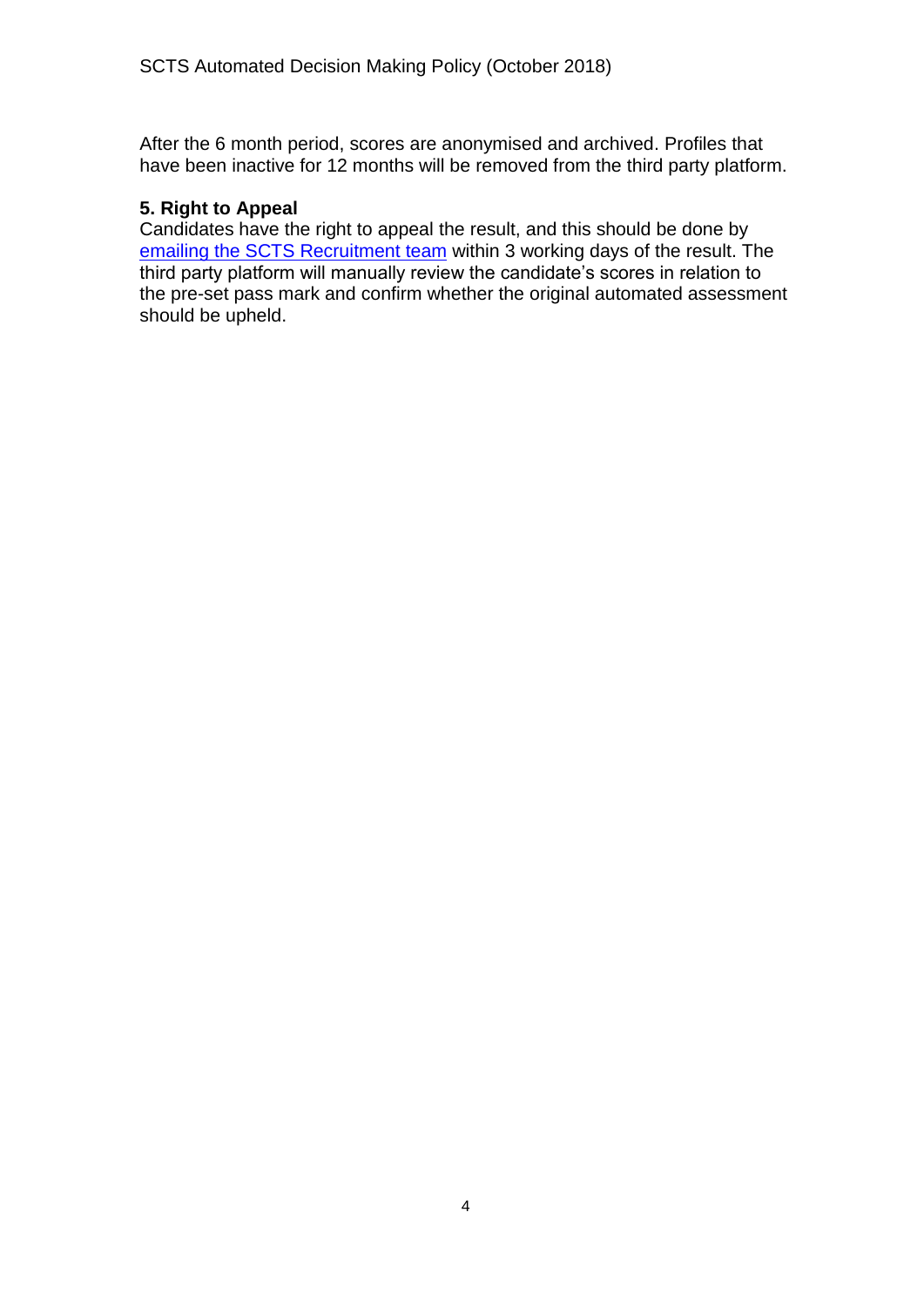After the 6 month period, scores are anonymised and archived. Profiles that have been inactive for 12 months will be removed from the third party platform.

### 5. Right to Appeal

Candidates have the right to appeal the result, and this should be done by emailing the SCTS Recruitment team within 3 working days of the result. The third party platform will manually review the candidate's scores in relation to the pre-set pass mark and confirm whether the original automated assessment should be upheld.